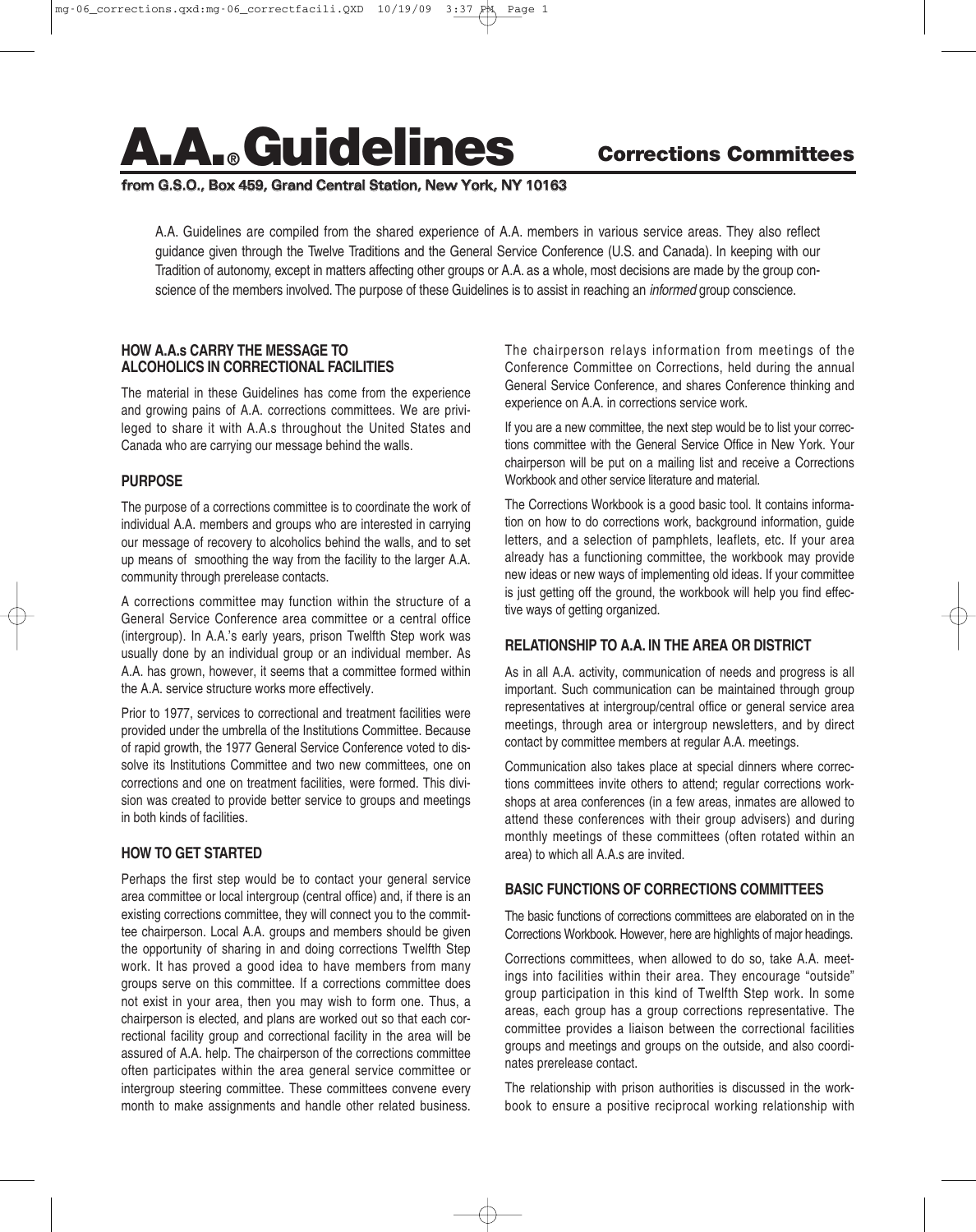# A.A.® Guidelines

## Corrections Committees

**from G.S.O., Box 459, Grand Central Station, New York, NY 10163**

A.A. Guidelines are compiled from the shared experience of A.A. members in various service areas. They also reflect guidance given through the Twelve Traditions and the General Service Conference (U.S. and Canada). In keeping with our Tradition of autonomy, except in matters affecting other groups or A.A. as a whole, most decisions are made by the group conscience of the members involved. The purpose of these Guidelines is to assist in reaching an *informed* group conscience.

### HOW A.A.s CARRY THE MESSAGE TO ALCOHOLICS IN CORRECTIONAL FACILITIES

The material in these Guidelines has come from the experience and growing pains of A.A. corrections committees. We are privileged to share it with A.A.s throughout the United States and Canada who are carrying our message behind the walls.

### PURPOSE

The purpose of a corrections committee is to coordinate the work of individual A.A. members and groups who are interested in carrying our message of recovery to alcoholics behind the walls, and to set up means of smoothing the way from the facility to the larger A.A. community through prerelease contacts.

A corrections committee may function within the structure of a General Service Conference area committee or a central office (intergroup). In A.A.'s early years, prison Twelfth Step work was usually done by an individual group or an individual member. As A.A. has grown, however, it seems that a committee formed within the A.A. service structure works more effectively.

Prior to 1977, services to correctional and treatment facilities were provided under the umbrella of the Institutions Committee. Because of rapid growth, the 1977 General Service Conference voted to dissolve its Institutions Committee and two new committees, one on corrections and one on treatment facilities, were formed. This division was created to provide better service to groups and meetings in both kinds of facilities.

### HOW TO GET STARTED

Perhaps the first step would be to contact your general service area committee or local intergroup (central office) and, if there is an existing corrections committee, they will connect you to the committee chairperson. Local A.A. groups and members should be given the opportunity of sharing in and doing corrections Twelfth Step work. It has proved a good idea to have members from many groups serve on this committee. If a corrections committee does not exist in your area, then you may wish to form one. Thus, a chairperson is elected, and plans are worked out so that each correctional facility group and correctional facility in the area will be assured of A.A. help. The chairperson of the corrections committee often participates within the area general service committee or intergroup steering committee. These committees convene every month to make assignments and handle other related business. The chairperson relays information from meetings of the Conference Committee on Corrections, held during the annual General Service Conference, and shares Conference thinking and experience on A.A. in corrections service work.

If you are a new committee, the next step would be to list your corrections committee with the General Service Office in New York. Your chairperson will be put on a mailing list and receive a Corrections Workbook and other service literature and material.

The Corrections Workbook is a good basic tool. It contains information on how to do corrections work, background information, guide letters, and a selection of pamphlets, leaflets, etc. If your area already has a functioning committee, the workbook may provide new ideas or new ways of implementing old ideas. If your committee is just getting off the ground, the workbook will help you find effective ways of getting organized.

### RELATIONSHIP TO A.A. IN THE AREA OR DISTRICT

As in all A.A. activity, communication of needs and progress is all important. Such communication can be maintained through group representatives at intergroup/central office or general service area meetings, through area or intergroup newsletters, and by direct contact by committee members at regular A.A. meetings.

Communication also takes place at special dinners where corrections committees invite others to attend; regular corrections workshops at area conferences (in a few areas, inmates are allowed to attend these conferences with their group advisers) and during monthly meetings of these committees (often rotated within an area) to which all A.A.s are invited.

### BASIC FUNCTIONS OF CORRECTIONS COMMITTEES

The basic functions of corrections committees are elaborated on in the Corrections Workbook. However, here are highlights of major headings.

Corrections committees, when allowed to do so, take A.A. meetings into facilities within their area. They encourage "outside" group participation in this kind of Twelfth Step work. In some areas, each group has a group corrections representative. The committee provides a liaison between the correctional facilities groups and meetings and groups on the outside, and also coordinates prerelease contact.

The relationship with prison authorities is discussed in the workbook to ensure a positive reciprocal working relationship with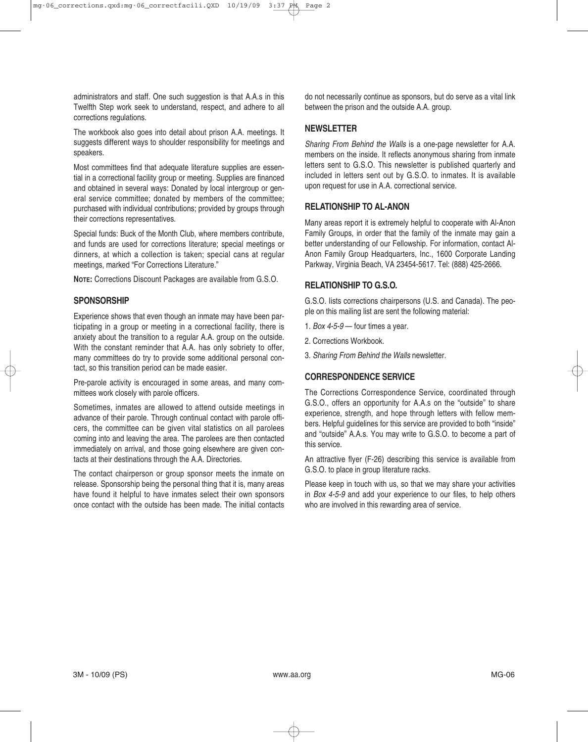administrators and staff. One such suggestion is that A.A.s in this Twelfth Step work seek to understand, respect, and adhere to all corrections regulations.

The workbook also goes into detail about prison A.A. meetings. It suggests different ways to shoulder responsibility for meetings and speakers.

Most committees find that adequate literature supplies are essential in a correctional facility group or meeting. Supplies are financed and obtained in several ways: Donated by local intergroup or general service committee; donated by members of the committee; purchased with individual contributions; provided by groups through their corrections representatives.

Special funds: Buck of the Month Club, where members contribute, and funds are used for corrections literature; special meetings or dinners, at which a collection is taken; special cans at regular meetings, marked "For Corrections Literature."

**NOTE:** Corrections Discount Packages are available from G.S.O.

## SPONSORSHIP

Experience shows that even though an inmate may have been participating in a group or meeting in a correctional facility, there is anxiety about the transition to a regular A.A. group on the outside. With the constant reminder that A.A. has only sobriety to offer, many committees do try to provide some additional personal contact, so this transition period can be made easier.

Pre-parole activity is encouraged in some areas, and many committees work closely with parole officers.

Sometimes, inmates are allowed to attend outside meetings in advance of their parole. Through continual contact with parole officers, the committee can be given vital statistics on all parolees coming into and leaving the area. The parolees are then contacted immediately on arrival, and those going elsewhere are given contacts at their destinations through the A.A. Directories.

The contact chairperson or group sponsor meets the inmate on release. Sponsorship being the personal thing that it is, many areas have found it helpful to have inmates select their own sponsors once contact with the outside has been made. The initial contacts do not necessarily continue as sponsors, but do serve as a vital link between the prison and the outside A.A. group.

## NEWSLETTER

*Sharing From Behind the Walls* is a one-page newsletter for A.A. members on the inside. It reflects anonymous sharing from inmate letters sent to G.S.O. This newsletter is published quarterly and included in letters sent out by G.S.O. to inmates. It is available upon request for use in A.A. correctional service.

## RELATIONSHIP TO AL-ANON

Many areas report it is extremely helpful to cooperate with Al-Anon Family Groups, in order that the family of the inmate may gain a better understanding of our Fellowship. For information, contact Al-Anon Family Group Headquarters, Inc., 1600 Corporate Landing Parkway, Virginia Beach, VA 23454-5617. Tel: (888) 425-2666.

## RELATIONSHIP TO G.S.O.

G.S.O. lists corrections chairpersons (U.S. and Canada). The people on this mailing list are sent the following material:

1. *Box 4-5-9* — four times a year.
2. Corrections Workbook.
3. *Sharing From Behind the Walls* newsletter.

## CORRESPONDENCE SERVICE

The Corrections Correspondence Service, coordinated through G.S.O., offers an opportunity for A.A.s on the "outside" to share experience, strength, and hope through letters with fellow members. Helpful guidelines for this service are provided to both "inside" and "outside" A.A.s. You may write to G.S.O. to become a part of this service.

An attractive flyer (F-26) describing this service is available from G.S.O. to place in group literature racks.

Please keep in touch with us, so that we may share your activities in *Box 4-5-9* and add your experience to our files, to help others who are involved in this rewarding area of service.

3M - 10/09 (PS) www.aa.org MG-06